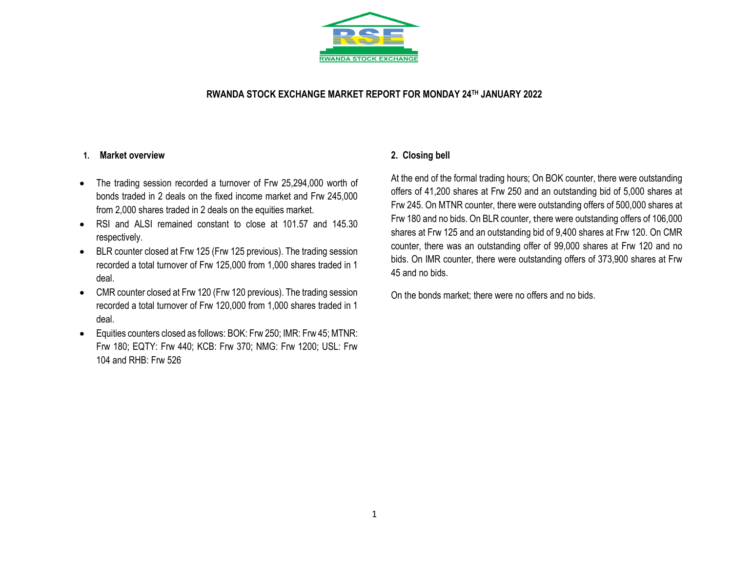# RWANDA STOCK EXCHANGE MARKET REPORT FOR MONDAY 24TH JANUARY 2022

## 1. Market overview

- The trading session recorded a turnover of Frw 25,294,000 worth of bonds traded in 2 deals on the fixed income market and Frw 245,000 from 2,000 shares traded in 2 deals on the equities market.
- RSI and ALSI remained constant to close at 101.57 and 145.30 respectively.
- BLR counter closed at Frw 125 (Frw 125 previous). The trading session recorded a total turnover of Frw 125,000 from 1,000 shares traded in 1 deal.
- CMR counter closed at Frw 120 (Frw 120 previous). The trading session recorded a total turnover of Frw 120,000 from 1,000 shares traded in 1 deal.
- Equities counters closed as follows: BOK: Frw 250; IMR: Frw 45; MTNR: Frw 180; EQTY: Frw 440; KCB: Frw 370; NMG: Frw 1200; USL: Frw 104 and RHB: Frw 526

## 2. Closing bell

At the end of the formal trading hours; On BOK counter, there were outstanding offers of 41,200 shares at Frw 250 and an outstanding bid of 5,000 shares at Frw 245. On MTNR counter, there were outstanding offers of 500,000 shares at Frw 180 and no bids. On BLR counter, there were outstanding offers of 106,000 shares at Frw 125 and an outstanding bid of 9,400 shares at Frw 120. On CMR counter, there was an outstanding offer of 99,000 shares at Frw 120 and no bids. On IMR counter, there were outstanding offers of 373,900 shares at Frw 45 and no bids.

On the bonds market; there were no offers and no bids.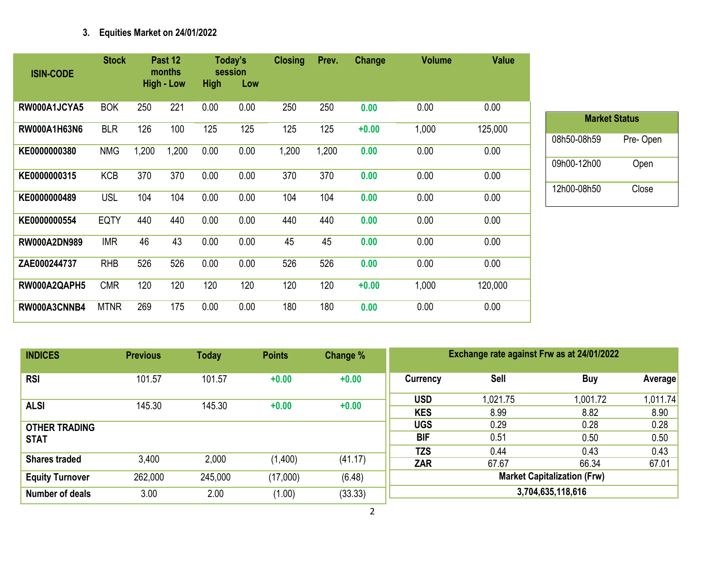### 3. Equities Market on 24/01/2022

| ISIN-CODE | Stock | Past 12 months High - Low | | Today's session High | Low | Closing | Prev. | Change | Volume | Value |
|---|---|---|---|---|---|---|---|---|---|---|
| RW000A1JCYA5 | BOK | 250 | 221 | 0.00 | 0.00 | 250 | 250 | 0.00 | 0.00 | 0.00 |
| RW000A1H63N6 | BLR | 126 | 100 | 125 | 125 | 125 | 125 | +0.00 | 1,000 | 125,000 |
| KE0000000380 | NMG | 1,200 | 1,200 | 0.00 | 0.00 | 1,200 | 1,200 | 0.00 | 0.00 | 0.00 |
| KE0000000315 | KCB | 370 | 370 | 0.00 | 0.00 | 370 | 370 | 0.00 | 0.00 | 0.00 |
| KE0000000489 | USL | 104 | 104 | 0.00 | 0.00 | 104 | 104 | 0.00 | 0.00 | 0.00 |
| KE0000000554 | EQTY | 440 | 440 | 0.00 | 0.00 | 440 | 440 | 0.00 | 0.00 | 0.00 |
| RW000A2DN989 | IMR | 46 | 43 | 0.00 | 0.00 | 45 | 45 | 0.00 | 0.00 | 0.00 |
| ZAE000244737 | RHB | 526 | 526 | 0.00 | 0.00 | 526 | 526 | 0.00 | 0.00 | 0.00 |
| RW000A2QAPH5 | CMR | 120 | 120 | 120 | 120 | 120 | 120 | +0.00 | 1,000 | 120,000 |
| RW000A3CNNB4 | MTNR | 269 | 175 | 0.00 | 0.00 | 180 | 180 | 0.00 | 0.00 | 0.00 |

| Market Status | |
|---|---|
| 08h50-08h59 | Pre- Open |
| 09h00-12h00 | Open |
| 12h00-08h50 | Close |

| INDICES | Previous | Today | Points | Change % |
|---|---|---|---|---|
| RSI | 101.57 | 101.57 | +0.00 | +0.00 |
| ALSI | 145.30 | 145.30 | +0.00 | +0.00 |
| OTHER TRADING STAT | | | | |
| Shares traded | 3,400 | 2,000 | (1,400) | (41.17) |
| Equity Turnover | 262,000 | 245,000 | (17,000) | (6.48) |
| Number of deals | 3.00 | 2.00 | (1.00) | (33.33) |

| Exchange rate against Frw as at 24/01/2022 | | | |
|---|---|---|---|
| Currency | Sell | Buy | Average |
| USD | 1,021.75 | 1,001.72 | 1,011.74 |
| KES | 8.99 | 8.82 | 8.90 |
| UGS | 0.29 | 0.28 | 0.28 |
| BIF | 0.51 | 0.50 | 0.50 |
| TZS | 0.44 | 0.43 | 0.43 |
| ZAR | 67.67 | 66.34 | 67.01 |
| Market Capitalization (Frw) | | | |
| 3,704,635,118,616 | | | |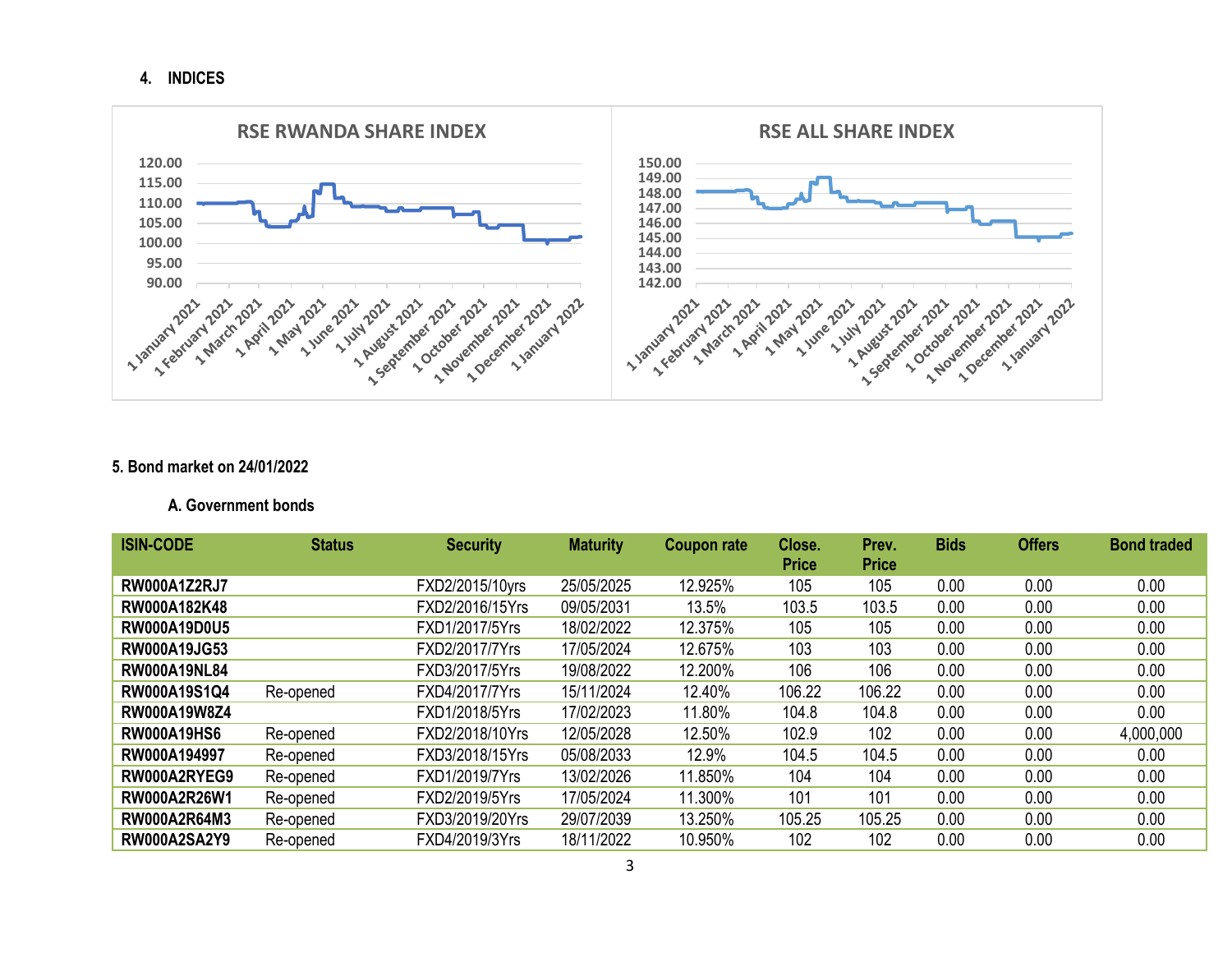## 4. INDICES

**RSE RWANDA SHARE INDEX**

**RSE ALL SHARE INDEX**

## 5. Bond market on 24/01/2022

### A. Government bonds

| ISIN-CODE | Status | Security | Maturity | Coupon rate | Close. Price | Prev. Price | Bids | Offers | Bond traded |
|---|---|---|---|---|---|---|---|---|---|
| RW000A1Z2RJ7 | | FXD2/2015/10yrs | 25/05/2025 | 12.925% | 105 | 105 | 0.00 | 0.00 | 0.00 |
| RW000A182K48 | | FXD2/2016/15Yrs | 09/05/2031 | 13.5% | 103.5 | 103.5 | 0.00 | 0.00 | 0.00 |
| RW000A19D0U5 | | FXD1/2017/5Yrs | 18/02/2022 | 12.375% | 105 | 105 | 0.00 | 0.00 | 0.00 |
| RW000A19JG53 | | FXD2/2017/7Yrs | 17/05/2024 | 12.675% | 103 | 103 | 0.00 | 0.00 | 0.00 |
| RW000A19NL84 | | FXD3/2017/5Yrs | 19/08/2022 | 12.200% | 106 | 106 | 0.00 | 0.00 | 0.00 |
| RW000A19S1Q4 | Re-opened | FXD4/2017/7Yrs | 15/11/2024 | 12.40% | 106.22 | 106.22 | 0.00 | 0.00 | 0.00 |
| RW000A19W8Z4 | | FXD1/2018/5Yrs | 17/02/2023 | 11.80% | 104.8 | 104.8 | 0.00 | 0.00 | 0.00 |
| RW000A19HS6 | Re-opened | FXD2/2018/10Yrs | 12/05/2028 | 12.50% | 102.9 | 102 | 0.00 | 0.00 | 4,000,000 |
| RW000A194997 | Re-opened | FXD3/2018/15Yrs | 05/08/2033 | 12.9% | 104.5 | 104.5 | 0.00 | 0.00 | 0.00 |
| RW000A2RYEG9 | Re-opened | FXD1/2019/7Yrs | 13/02/2026 | 11.850% | 104 | 104 | 0.00 | 0.00 | 0.00 |
| RW000A2R26W1 | Re-opened | FXD2/2019/5Yrs | 17/05/2024 | 11.300% | 101 | 101 | 0.00 | 0.00 | 0.00 |
| RW000A2R64M3 | Re-opened | FXD3/2019/20Yrs | 29/07/2039 | 13.250% | 105.25 | 105.25 | 0.00 | 0.00 | 0.00 |
| RW000A2SA2Y9 | Re-opened | FXD4/2019/3Yrs | 18/11/2022 | 10.950% | 102 | 102 | 0.00 | 0.00 | 0.00 |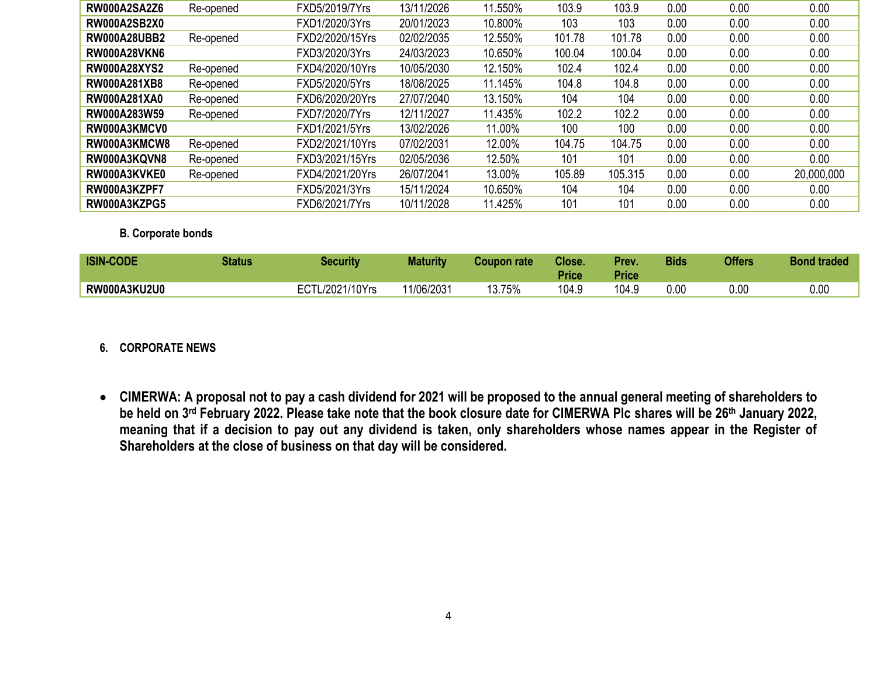| | | | | | | | | | |
|---|---|---|---|---|---|---|---|---|---|
| **RW000A2SA2Z6** | Re-opened | FXD5/2019/7Yrs | 13/11/2026 | 11.550% | 103.9 | 103.9 | 0.00 | 0.00 | 0.00 |
| **RW000A2SB2X0** | | FXD1/2020/3Yrs | 20/01/2023 | 10.800% | 103 | 103 | 0.00 | 0.00 | 0.00 |
| **RW000A28UBB2** | Re-opened | FXD2/2020/15Yrs | 02/02/2035 | 12.550% | 101.78 | 101.78 | 0.00 | 0.00 | 0.00 |
| **RW000A28VKN6** | | FXD3/2020/3Yrs | 24/03/2023 | 10.650% | 100.04 | 100.04 | 0.00 | 0.00 | 0.00 |
| **RW000A28XYS2** | Re-opened | FXD4/2020/10Yrs | 10/05/2030 | 12.150% | 102.4 | 102.4 | 0.00 | 0.00 | 0.00 |
| **RW000A281XB8** | Re-opened | FXD5/2020/5Yrs | 18/08/2025 | 11.145% | 104.8 | 104.8 | 0.00 | 0.00 | 0.00 |
| **RW000A281XA0** | Re-opened | FXD6/2020/20Yrs | 27/07/2040 | 13.150% | 104 | 104 | 0.00 | 0.00 | 0.00 |
| **RW000A283W59** | Re-opened | FXD7/2020/7Yrs | 12/11/2027 | 11.435% | 102.2 | 102.2 | 0.00 | 0.00 | 0.00 |
| **RW000A3KMCV0** | | FXD1/2021/5Yrs | 13/02/2026 | 11.00% | 100 | 100 | 0.00 | 0.00 | 0.00 |
| **RW000A3KMCW8** | Re-opened | FXD2/2021/10Yrs | 07/02/2031 | 12.00% | 104.75 | 104.75 | 0.00 | 0.00 | 0.00 |
| **RW000A3KQVN8** | Re-opened | FXD3/2021/15Yrs | 02/05/2036 | 12.50% | 101 | 101 | 0.00 | 0.00 | 0.00 |
| **RW000A3KVKE0** | Re-opened | FXD4/2021/20Yrs | 26/07/2041 | 13.00% | 105.89 | 105.315 | 0.00 | 0.00 | 20,000,000 |
| **RW000A3KZPF7** | | FXD5/2021/3Yrs | 15/11/2024 | 10.650% | 104 | 104 | 0.00 | 0.00 | 0.00 |
| **RW000A3KZPG5** | | FXD6/2021/7Yrs | 10/11/2028 | 11.425% | 101 | 101 | 0.00 | 0.00 | 0.00 |

**B. Corporate bonds**

| ISIN-CODE | Status | Security | Maturity | Coupon rate | Close. Price | Prev. Price | Bids | Offers | Bond traded |
|---|---|---|---|---|---|---|---|---|---|
| **RW000A3KU2U0** | | ECTL/2021/10Yrs | 11/06/2031 | 13.75% | 104.9 | 104.9 | 0.00 | 0.00 | 0.00 |

## 6. CORPORATE NEWS

- **CIMERWA: A proposal not to pay a cash dividend for 2021 will be proposed to the annual general meeting of shareholders to be held on 3rd February 2022. Please take note that the book closure date for CIMERWA Plc shares will be 26th January 2022, meaning that if a decision to pay out any dividend is taken, only shareholders whose names appear in the Register of Shareholders at the close of business on that day will be considered.**